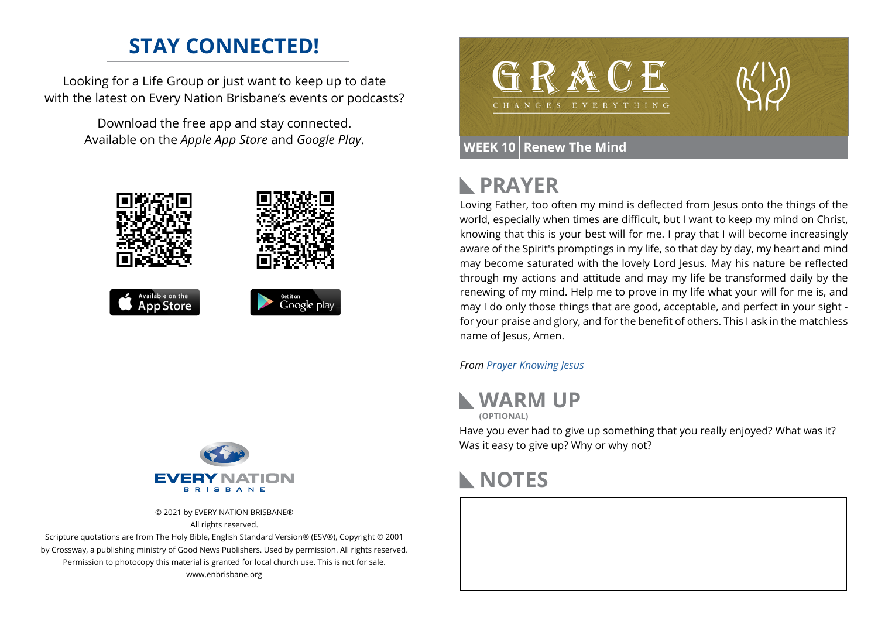## STAY CONNECTED!

Looking for a Life Group or just want to keep up to date with the latest on Every Nation Brisbane's events or podcasts?

Download the free app and stay connected. Available on the *Apple App Store* and *Google Play*.

Available on the App Store

Get it on Google play

EVERY NATION BRISBANE

© 2021 by EVERY NATION BRISBANE®
All rights reserved.
Scripture quotations are from The Holy Bible, English Standard Version® (ESV®), Copyright © 2001 by Crossway, a publishing ministry of Good News Publishers. Used by permission. All rights reserved.
Permission to photocopy this material is granted for local church use. This is not for sale.
www.enbrisbane.org

# GRACE
CHANGES EVERYTHING

**WEEK 10** | **Renew The Mind**

## PRAYER

Loving Father, too often my mind is deflected from Jesus onto the things of the world, especially when times are difficult, but I want to keep my mind on Christ, knowing that this is your best will for me. I pray that I will become increasingly aware of the Spirit's promptings in my life, so that day by day, my heart and mind may become saturated with the lovely Lord Jesus. May his nature be reflected through my actions and attitude and may my life be transformed daily by the renewing of my mind. Help me to prove in my life what your will for me is, and may I do only those things that are good, acceptable, and perfect in your sight - for your praise and glory, and for the benefit of others. This I ask in the matchless name of Jesus, Amen.

*From Prayer Knowing Jesus*

## WARM UP
**(OPTIONAL)**

Have you ever had to give up something that you really enjoyed? What was it? Was it easy to give up? Why or why not?

## NOTES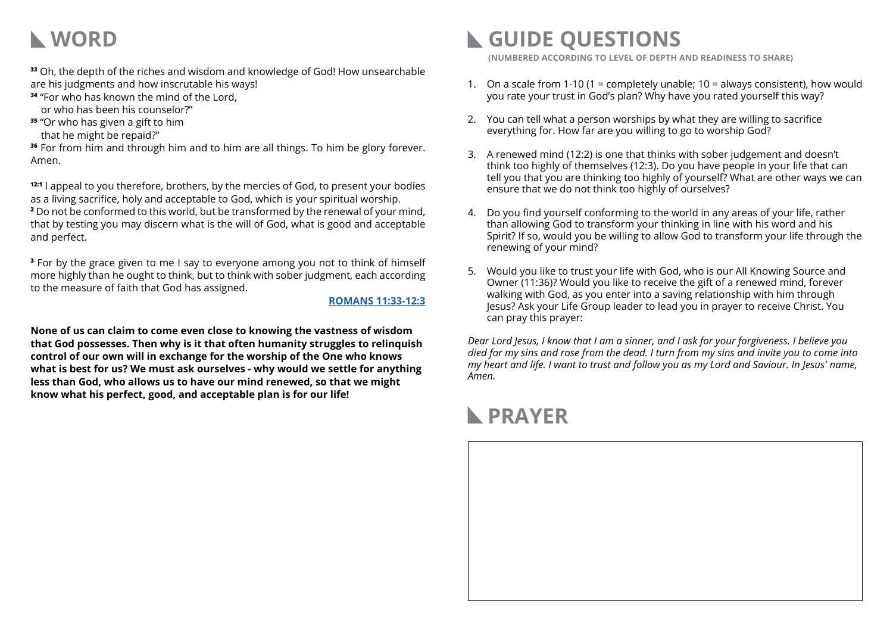## WORD

**33** Oh, the depth of the riches and wisdom and knowledge of God! How unsearchable are his judgments and how inscrutable his ways!
**34** "For who has known the mind of the Lord,
or who has been his counselor?"
**35** "Or who has given a gift to him
that he might be repaid?"
**36** For from him and through him and to him are all things. To him be glory forever. Amen.

**12:1** I appeal to you therefore, brothers, by the mercies of God, to present your bodies as a living sacrifice, holy and acceptable to God, which is your spiritual worship.
**2** Do not be conformed to this world, but be transformed by the renewal of your mind, that by testing you may discern what is the will of God, what is good and acceptable and perfect.

**3** For by the grace given to me I say to everyone among you not to think of himself more highly than he ought to think, but to think with sober judgment, each according to the measure of faith that God has assigned.

**ROMANS 11:33-12:3**

**None of us can claim to come even close to knowing the vastness of wisdom that God possesses. Then why is it that often humanity struggles to relinquish control of our own will in exchange for the worship of the One who knows what is best for us? We must ask ourselves - why would we settle for anything less than God, who allows us to have our mind renewed, so that we might know what his perfect, good, and acceptable plan is for our life!**

## GUIDE QUESTIONS

**(NUMBERED ACCORDING TO LEVEL OF DEPTH AND READINESS TO SHARE)**

1. On a scale from 1-10 (1 = completely unable; 10 = always consistent), how would you rate your trust in God's plan? Why have you rated yourself this way?
2. You can tell what a person worships by what they are willing to sacrifice everything for. How far are you willing to go to worship God?
3. A renewed mind (12:2) is one that thinks with sober judgement and doesn't think too highly of themselves (12:3). Do you have people in your life that can tell you that you are thinking too highly of yourself? What are other ways we can ensure that we do not think too highly of ourselves?
4. Do you find yourself conforming to the world in any areas of your life, rather than allowing God to transform your thinking in line with his word and his Spirit? If so, would you be willing to allow God to transform your life through the renewing of your mind?
5. Would you like to trust your life with God, who is our All Knowing Source and Owner (11:36)? Would you like to receive the gift of a renewed mind, forever walking with God, as you enter into a saving relationship with him through Jesus? Ask your Life Group leader to lead you in prayer to receive Christ. You can pray this prayer:

*Dear Lord Jesus, I know that I am a sinner, and I ask for your forgiveness. I believe you died for my sins and rose from the dead. I turn from my sins and invite you to come into my heart and life. I want to trust and follow you as my Lord and Saviour. In Jesus' name, Amen.*

## PRAYER